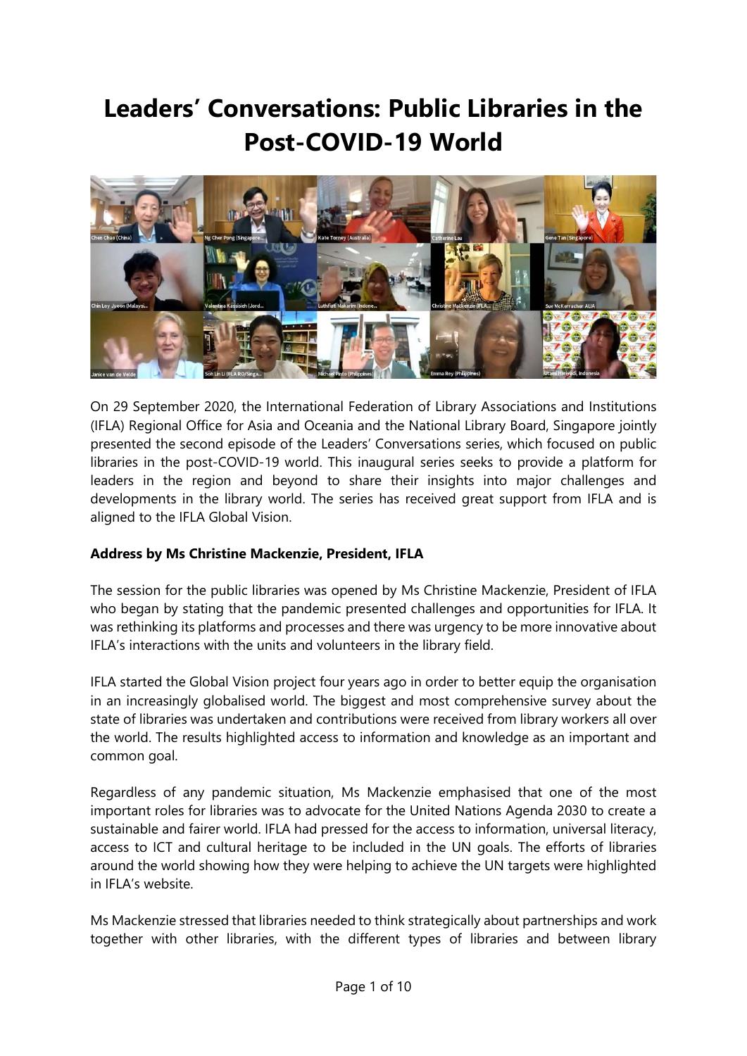# Leaders' Conversations: Public Libraries in the Post-COVID-19 World

On 29 September 2020, the International Federation of Library Associations and Institutions (IFLA) Regional Office for Asia and Oceania and the National Library Board, Singapore jointly presented the second episode of the Leaders' Conversations series, which focused on public libraries in the post-COVID-19 world. This inaugural series seeks to provide a platform for leaders in the region and beyond to share their insights into major challenges and developments in the library world. The series has received great support from IFLA and is aligned to the IFLA Global Vision.

**Address by Ms Christine Mackenzie, President, IFLA**

The session for the public libraries was opened by Ms Christine Mackenzie, President of IFLA who began by stating that the pandemic presented challenges and opportunities for IFLA. It was rethinking its platforms and processes and there was urgency to be more innovative about IFLA's interactions with the units and volunteers in the library field.

IFLA started the Global Vision project four years ago in order to better equip the organisation in an increasingly globalised world. The biggest and most comprehensive survey about the state of libraries was undertaken and contributions were received from library workers all over the world. The results highlighted access to information and knowledge as an important and common goal.

Regardless of any pandemic situation, Ms Mackenzie emphasised that one of the most important roles for libraries was to advocate for the United Nations Agenda 2030 to create a sustainable and fairer world. IFLA had pressed for the access to information, universal literacy, access to ICT and cultural heritage to be included in the UN goals. The efforts of libraries around the world showing how they were helping to achieve the UN targets were highlighted in IFLA's website.

Ms Mackenzie stressed that libraries needed to think strategically about partnerships and work together with other libraries, with the different types of libraries and between library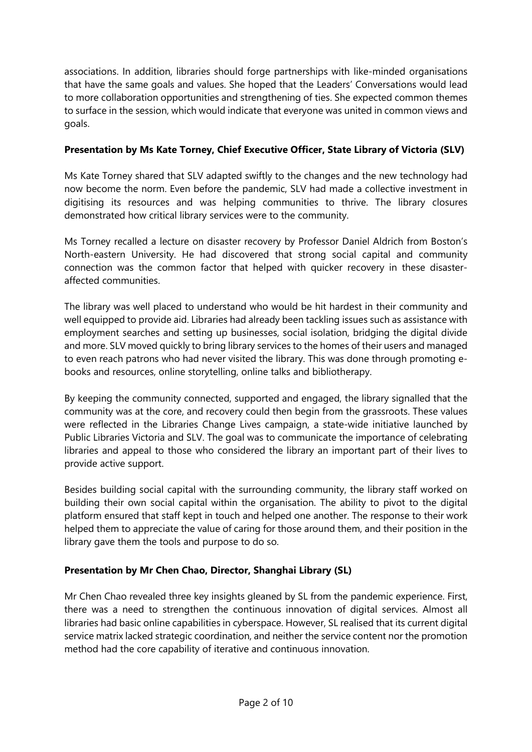associations. In addition, libraries should forge partnerships with like-minded organisations that have the same goals and values. She hoped that the Leaders' Conversations would lead to more collaboration opportunities and strengthening of ties. She expected common themes to surface in the session, which would indicate that everyone was united in common views and goals.

**Presentation by Ms Kate Torney, Chief Executive Officer, State Library of Victoria (SLV)**

Ms Kate Torney shared that SLV adapted swiftly to the changes and the new technology had now become the norm. Even before the pandemic, SLV had made a collective investment in digitising its resources and was helping communities to thrive. The library closures demonstrated how critical library services were to the community.

Ms Torney recalled a lecture on disaster recovery by Professor Daniel Aldrich from Boston's North-eastern University. He had discovered that strong social capital and community connection was the common factor that helped with quicker recovery in these disaster-affected communities.

The library was well placed to understand who would be hit hardest in their community and well equipped to provide aid. Libraries had already been tackling issues such as assistance with employment searches and setting up businesses, social isolation, bridging the digital divide and more. SLV moved quickly to bring library services to the homes of their users and managed to even reach patrons who had never visited the library. This was done through promoting e-books and resources, online storytelling, online talks and bibliotherapy.

By keeping the community connected, supported and engaged, the library signalled that the community was at the core, and recovery could then begin from the grassroots. These values were reflected in the Libraries Change Lives campaign, a state-wide initiative launched by Public Libraries Victoria and SLV. The goal was to communicate the importance of celebrating libraries and appeal to those who considered the library an important part of their lives to provide active support.

Besides building social capital with the surrounding community, the library staff worked on building their own social capital within the organisation. The ability to pivot to the digital platform ensured that staff kept in touch and helped one another. The response to their work helped them to appreciate the value of caring for those around them, and their position in the library gave them the tools and purpose to do so.

**Presentation by Mr Chen Chao, Director, Shanghai Library (SL)**

Mr Chen Chao revealed three key insights gleaned by SL from the pandemic experience. First, there was a need to strengthen the continuous innovation of digital services. Almost all libraries had basic online capabilities in cyberspace. However, SL realised that its current digital service matrix lacked strategic coordination, and neither the service content nor the promotion method had the core capability of iterative and continuous innovation.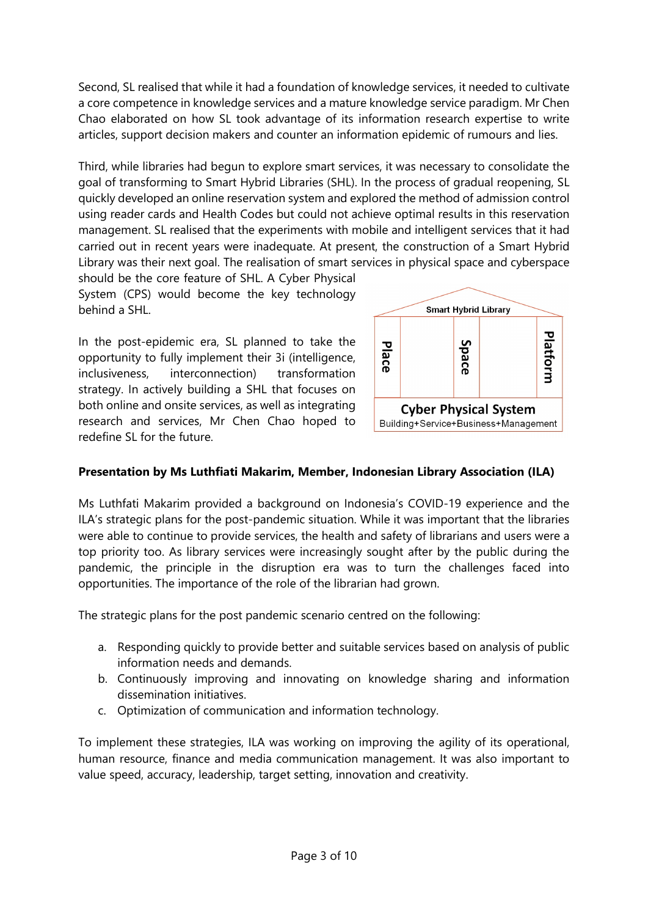Second, SL realised that while it had a foundation of knowledge services, it needed to cultivate a core competence in knowledge services and a mature knowledge service paradigm. Mr Chen Chao elaborated on how SL took advantage of its information research expertise to write articles, support decision makers and counter an information epidemic of rumours and lies.

Third, while libraries had begun to explore smart services, it was necessary to consolidate the goal of transforming to Smart Hybrid Libraries (SHL). In the process of gradual reopening, SL quickly developed an online reservation system and explored the method of admission control using reader cards and Health Codes but could not achieve optimal results in this reservation management. SL realised that the experiments with mobile and intelligent services that it had carried out in recent years were inadequate. At present, the construction of a Smart Hybrid Library was their next goal. The realisation of smart services in physical space and cyberspace should be the core feature of SHL. A Cyber Physical System (CPS) would become the key technology behind a SHL.

Smart Hybrid Library

Place | Space | Platform

Cyber Physical System

Building+Service+Business+Management

In the post-epidemic era, SL planned to take the opportunity to fully implement their 3i (intelligence, inclusiveness, interconnection) transformation strategy. In actively building a SHL that focuses on both online and onsite services, as well as integrating research and services, Mr Chen Chao hoped to redefine SL for the future.

**Presentation by Ms Luthfiati Makarim, Member, Indonesian Library Association (ILA)**

Ms Luthfati Makarim provided a background on Indonesia's COVID-19 experience and the ILA's strategic plans for the post-pandemic situation. While it was important that the libraries were able to continue to provide services, the health and safety of librarians and users were a top priority too. As library services were increasingly sought after by the public during the pandemic, the principle in the disruption era was to turn the challenges faced into opportunities. The importance of the role of the librarian had grown.

The strategic plans for the post pandemic scenario centred on the following:

a. Responding quickly to provide better and suitable services based on analysis of public information needs and demands.
b. Continuously improving and innovating on knowledge sharing and information dissemination initiatives.
c. Optimization of communication and information technology.

To implement these strategies, ILA was working on improving the agility of its operational, human resource, finance and media communication management. It was also important to value speed, accuracy, leadership, target setting, innovation and creativity.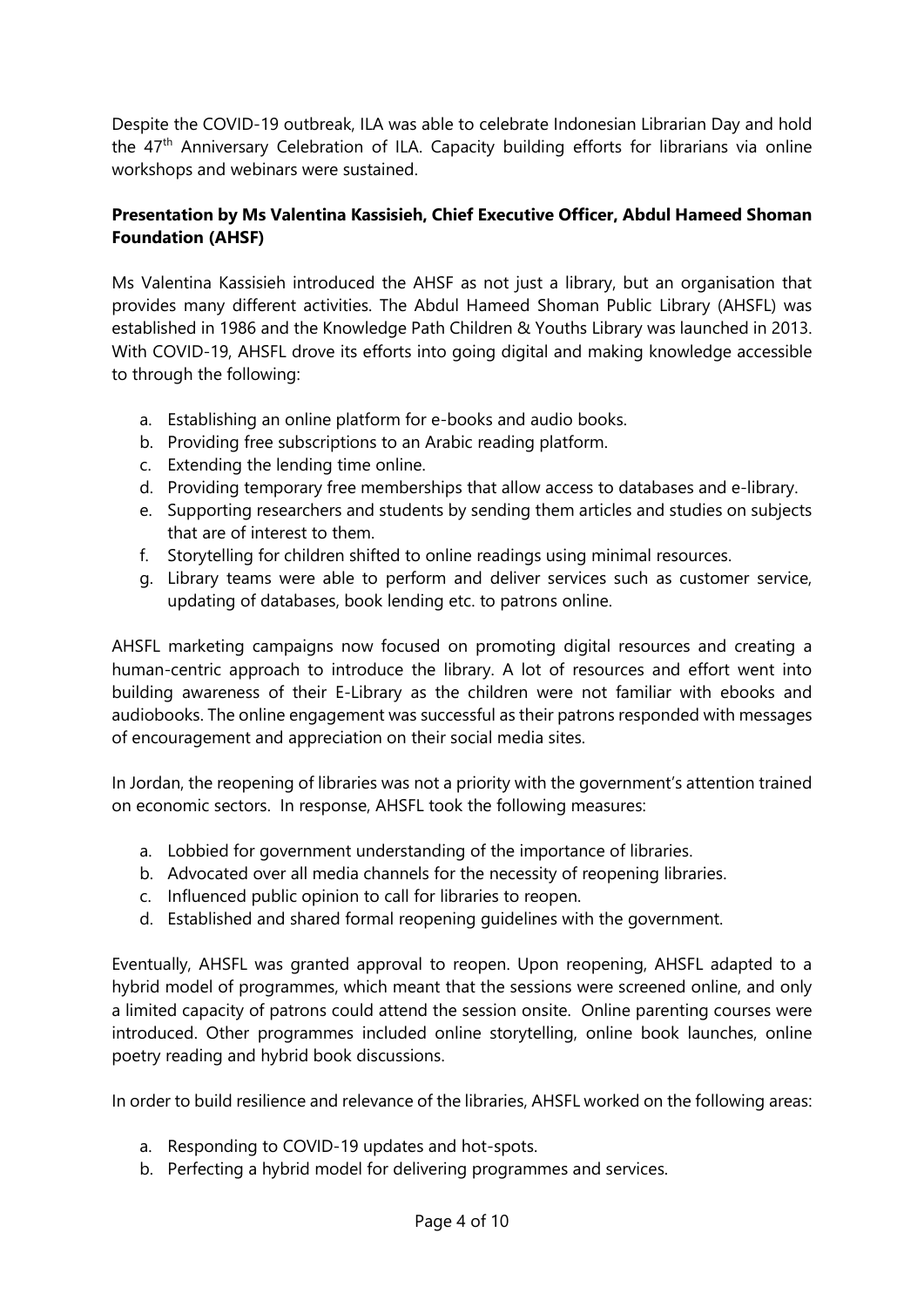Despite the COVID-19 outbreak, ILA was able to celebrate Indonesian Librarian Day and hold the 47th Anniversary Celebration of ILA. Capacity building efforts for librarians via online workshops and webinars were sustained.

**Presentation by Ms Valentina Kassisieh, Chief Executive Officer, Abdul Hameed Shoman Foundation (AHSF)**

Ms Valentina Kassisieh introduced the AHSF as not just a library, but an organisation that provides many different activities. The Abdul Hameed Shoman Public Library (AHSFL) was established in 1986 and the Knowledge Path Children & Youths Library was launched in 2013. With COVID-19, AHSFL drove its efforts into going digital and making knowledge accessible to through the following:

a. Establishing an online platform for e-books and audio books.
b. Providing free subscriptions to an Arabic reading platform.
c. Extending the lending time online.
d. Providing temporary free memberships that allow access to databases and e-library.
e. Supporting researchers and students by sending them articles and studies on subjects that are of interest to them.
f. Storytelling for children shifted to online readings using minimal resources.
g. Library teams were able to perform and deliver services such as customer service, updating of databases, book lending etc. to patrons online.

AHSFL marketing campaigns now focused on promoting digital resources and creating a human-centric approach to introduce the library. A lot of resources and effort went into building awareness of their E-Library as the children were not familiar with ebooks and audiobooks. The online engagement was successful as their patrons responded with messages of encouragement and appreciation on their social media sites.

In Jordan, the reopening of libraries was not a priority with the government's attention trained on economic sectors. In response, AHSFL took the following measures:

a. Lobbied for government understanding of the importance of libraries.
b. Advocated over all media channels for the necessity of reopening libraries.
c. Influenced public opinion to call for libraries to reopen.
d. Established and shared formal reopening guidelines with the government.

Eventually, AHSFL was granted approval to reopen. Upon reopening, AHSFL adapted to a hybrid model of programmes, which meant that the sessions were screened online, and only a limited capacity of patrons could attend the session onsite. Online parenting courses were introduced. Other programmes included online storytelling, online book launches, online poetry reading and hybrid book discussions.

In order to build resilience and relevance of the libraries, AHSFL worked on the following areas:

a. Responding to COVID-19 updates and hot-spots.
b. Perfecting a hybrid model for delivering programmes and services.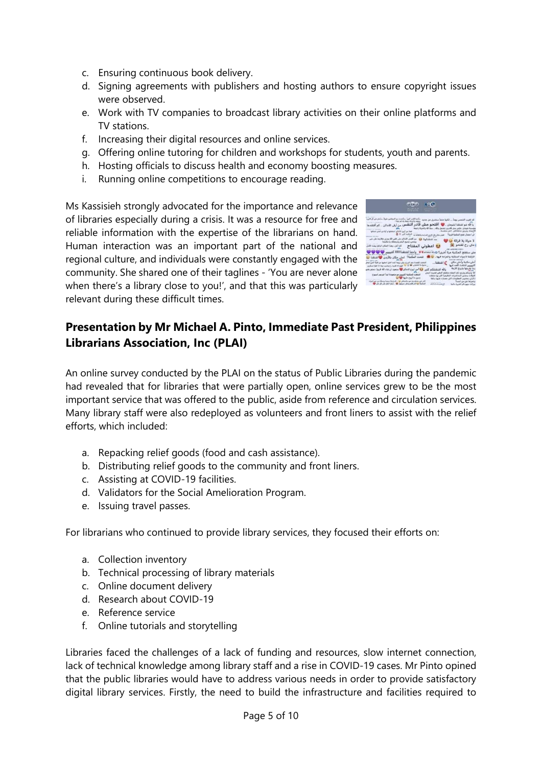c. Ensuring continuous book delivery.
d. Signing agreements with publishers and hosting authors to ensure copyright issues were observed.
e. Work with TV companies to broadcast library activities on their online platforms and TV stations.
f. Increasing their digital resources and online services.
g. Offering online tutoring for children and workshops for students, youth and parents.
h. Hosting officials to discuss health and economy boosting measures.
i. Running online competitions to encourage reading.

Ms Kassisieh strongly advocated for the importance and relevance of libraries especially during a crisis. It was a resource for free and reliable information with the expertise of the librarians on hand. Human interaction was an important part of the national and regional culture, and individuals were constantly engaged with the community. She shared one of their taglines - 'You are never alone when there's a library close to you!', and that this was particularly relevant during these difficult times.

## Presentation by Mr Michael A. Pinto, Immediate Past President, Philippines Librarians Association, Inc (PLAI)

An online survey conducted by the PLAI on the status of Public Libraries during the pandemic had revealed that for libraries that were partially open, online services grew to be the most important service that was offered to the public, aside from reference and circulation services. Many library staff were also redeployed as volunteers and front liners to assist with the relief efforts, which included:

a. Repacking relief goods (food and cash assistance).
b. Distributing relief goods to the community and front liners.
c. Assisting at COVID-19 facilities.
d. Validators for the Social Amelioration Program.
e. Issuing travel passes.

For librarians who continued to provide library services, they focused their efforts on:

a. Collection inventory
b. Technical processing of library materials
c. Online document delivery
d. Research about COVID-19
e. Reference service
f. Online tutorials and storytelling

Libraries faced the challenges of a lack of funding and resources, slow internet connection, lack of technical knowledge among library staff and a rise in COVID-19 cases. Mr Pinto opined that the public libraries would have to address various needs in order to provide satisfactory digital library services. Firstly, the need to build the infrastructure and facilities required to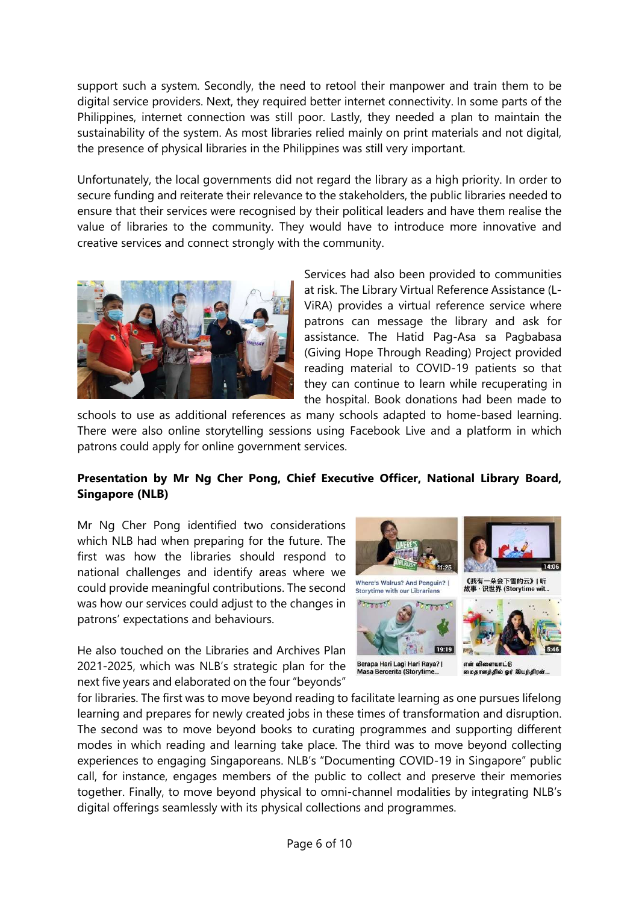support such a system. Secondly, the need to retool their manpower and train them to be digital service providers. Next, they required better internet connectivity. In some parts of the Philippines, internet connection was still poor. Lastly, they needed a plan to maintain the sustainability of the system. As most libraries relied mainly on print materials and not digital, the presence of physical libraries in the Philippines was still very important.

Unfortunately, the local governments did not regard the library as a high priority. In order to secure funding and reiterate their relevance to the stakeholders, the public libraries needed to ensure that their services were recognised by their political leaders and have them realise the value of libraries to the community. They would have to introduce more innovative and creative services and connect strongly with the community.

Services had also been provided to communities at risk. The Library Virtual Reference Assistance (L-ViRA) provides a virtual reference service where patrons can message the library and ask for assistance. The Hatid Pag-Asa sa Pagbabasa (Giving Hope Through Reading) Project provided reading material to COVID-19 patients so that they can continue to learn while recuperating in the hospital. Book donations had been made to schools to use as additional references as many schools adapted to home-based learning. There were also online storytelling sessions using Facebook Live and a platform in which patrons could apply for online government services.

**Presentation by Mr Ng Cher Pong, Chief Executive Officer, National Library Board, Singapore (NLB)**

Mr Ng Cher Pong identified two considerations which NLB had when preparing for the future. The first was how the libraries should respond to national challenges and identify areas where we could provide meaningful contributions. The second was how our services could adjust to the changes in patrons' expectations and behaviours.

He also touched on the Libraries and Archives Plan 2021-2025, which was NLB's strategic plan for the next five years and elaborated on the four "beyonds" for libraries. The first was to move beyond reading to facilitate learning as one pursues lifelong learning and prepares for newly created jobs in these times of transformation and disruption. The second was to move beyond books to curating programmes and supporting different modes in which reading and learning take place. The third was to move beyond collecting experiences to engaging Singaporeans. NLB's "Documenting COVID-19 in Singapore" public call, for instance, engages members of the public to collect and preserve their memories together. Finally, to move beyond physical to omni-channel modalities by integrating NLB's digital offerings seamlessly with its physical collections and programmes.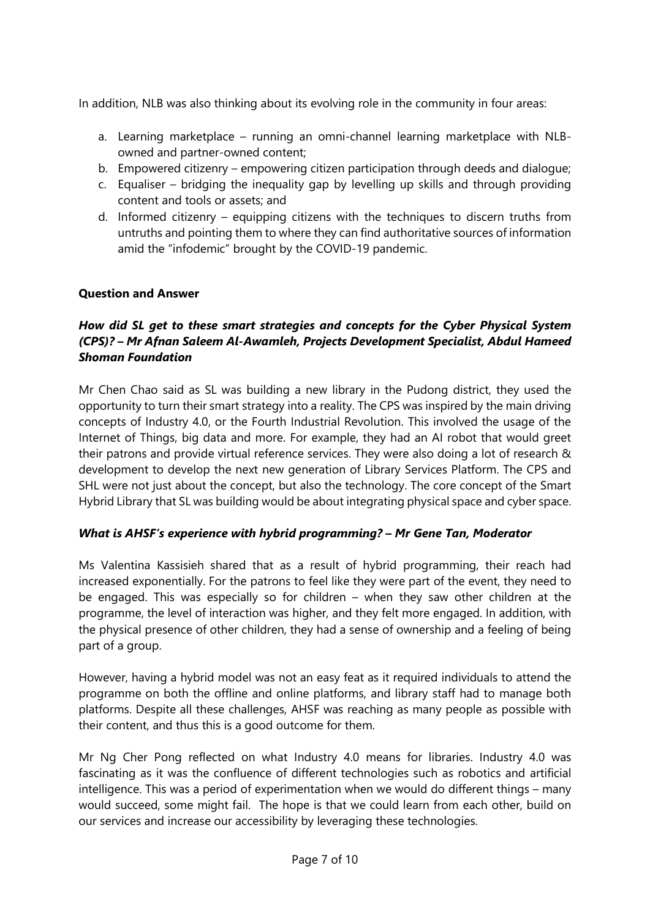In addition, NLB was also thinking about its evolving role in the community in four areas:

a. Learning marketplace – running an omni-channel learning marketplace with NLB-owned and partner-owned content;
b. Empowered citizenry – empowering citizen participation through deeds and dialogue;
c. Equaliser – bridging the inequality gap by levelling up skills and through providing content and tools or assets; and
d. Informed citizenry – equipping citizens with the techniques to discern truths from untruths and pointing them to where they can find authoritative sources of information amid the "infodemic" brought by the COVID-19 pandemic.

**Question and Answer**

***How did SL get to these smart strategies and concepts for the Cyber Physical System (CPS)? – Mr Afnan Saleem Al-Awamleh, Projects Development Specialist, Abdul Hameed Shoman Foundation***

Mr Chen Chao said as SL was building a new library in the Pudong district, they used the opportunity to turn their smart strategy into a reality. The CPS was inspired by the main driving concepts of Industry 4.0, or the Fourth Industrial Revolution. This involved the usage of the Internet of Things, big data and more. For example, they had an AI robot that would greet their patrons and provide virtual reference services. They were also doing a lot of research & development to develop the next new generation of Library Services Platform. The CPS and SHL were not just about the concept, but also the technology. The core concept of the Smart Hybrid Library that SL was building would be about integrating physical space and cyber space.

***What is AHSF's experience with hybrid programming? – Mr Gene Tan, Moderator***

Ms Valentina Kassisieh shared that as a result of hybrid programming, their reach had increased exponentially. For the patrons to feel like they were part of the event, they need to be engaged. This was especially so for children – when they saw other children at the programme, the level of interaction was higher, and they felt more engaged. In addition, with the physical presence of other children, they had a sense of ownership and a feeling of being part of a group.

However, having a hybrid model was not an easy feat as it required individuals to attend the programme on both the offline and online platforms, and library staff had to manage both platforms. Despite all these challenges, AHSF was reaching as many people as possible with their content, and thus this is a good outcome for them.

Mr Ng Cher Pong reflected on what Industry 4.0 means for libraries. Industry 4.0 was fascinating as it was the confluence of different technologies such as robotics and artificial intelligence. This was a period of experimentation when we would do different things – many would succeed, some might fail. The hope is that we could learn from each other, build on our services and increase our accessibility by leveraging these technologies.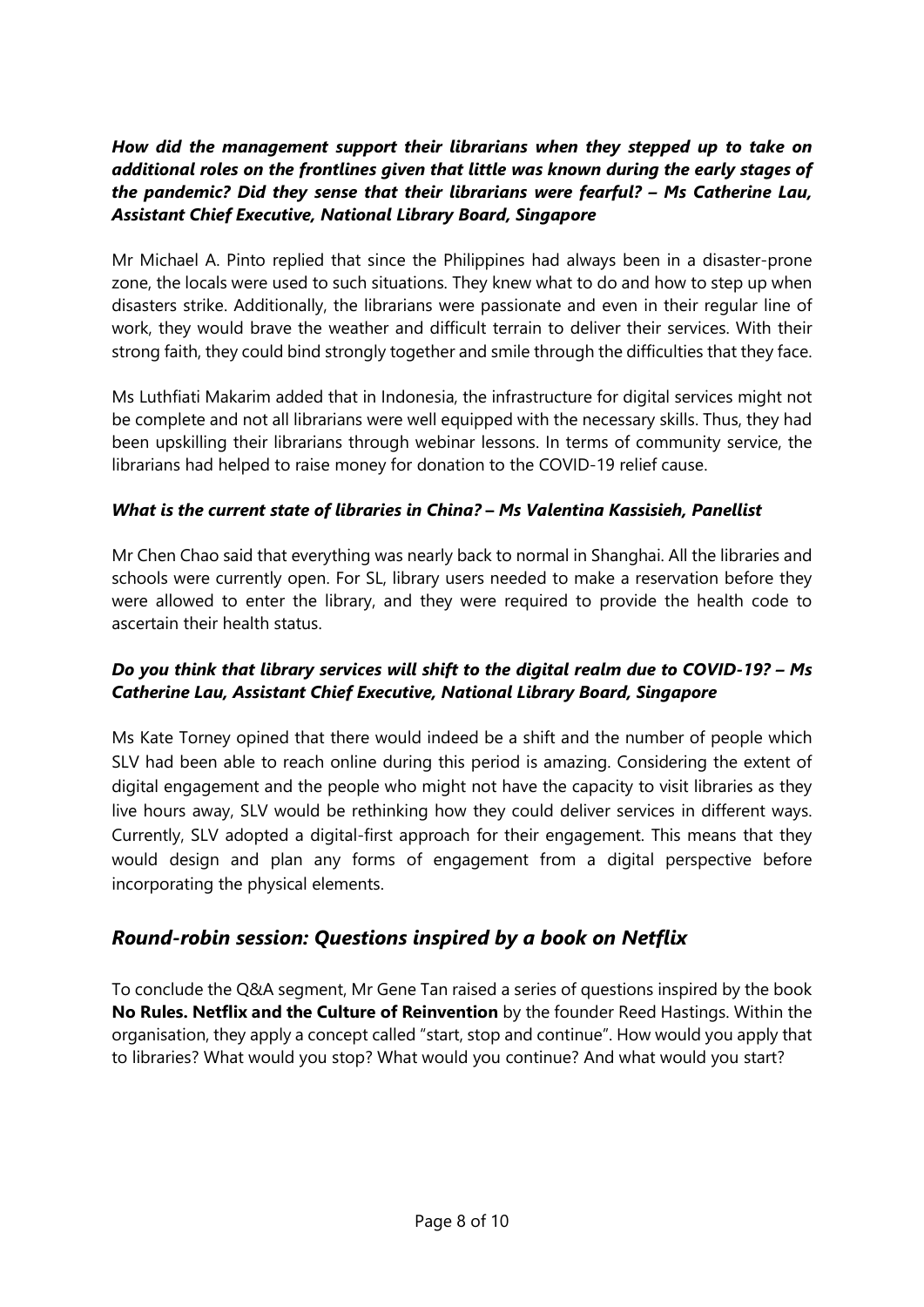***How did the management support their librarians when they stepped up to take on additional roles on the frontlines given that little was known during the early stages of the pandemic? Did they sense that their librarians were fearful? – Ms Catherine Lau, Assistant Chief Executive, National Library Board, Singapore***

Mr Michael A. Pinto replied that since the Philippines had always been in a disaster-prone zone, the locals were used to such situations. They knew what to do and how to step up when disasters strike. Additionally, the librarians were passionate and even in their regular line of work, they would brave the weather and difficult terrain to deliver their services. With their strong faith, they could bind strongly together and smile through the difficulties that they face.

Ms Luthfiati Makarim added that in Indonesia, the infrastructure for digital services might not be complete and not all librarians were well equipped with the necessary skills. Thus, they had been upskilling their librarians through webinar lessons. In terms of community service, the librarians had helped to raise money for donation to the COVID-19 relief cause.

***What is the current state of libraries in China? – Ms Valentina Kassisieh, Panellist***

Mr Chen Chao said that everything was nearly back to normal in Shanghai. All the libraries and schools were currently open. For SL, library users needed to make a reservation before they were allowed to enter the library, and they were required to provide the health code to ascertain their health status.

***Do you think that library services will shift to the digital realm due to COVID-19? – Ms Catherine Lau, Assistant Chief Executive, National Library Board, Singapore***

Ms Kate Torney opined that there would indeed be a shift and the number of people which SLV had been able to reach online during this period is amazing. Considering the extent of digital engagement and the people who might not have the capacity to visit libraries as they live hours away, SLV would be rethinking how they could deliver services in different ways. Currently, SLV adopted a digital-first approach for their engagement. This means that they would design and plan any forms of engagement from a digital perspective before incorporating the physical elements.

## *Round-robin session: Questions inspired by a book on Netflix*

To conclude the Q&A segment, Mr Gene Tan raised a series of questions inspired by the book **No Rules. Netflix and the Culture of Reinvention** by the founder Reed Hastings. Within the organisation, they apply a concept called "start, stop and continue". How would you apply that to libraries? What would you stop? What would you continue? And what would you start?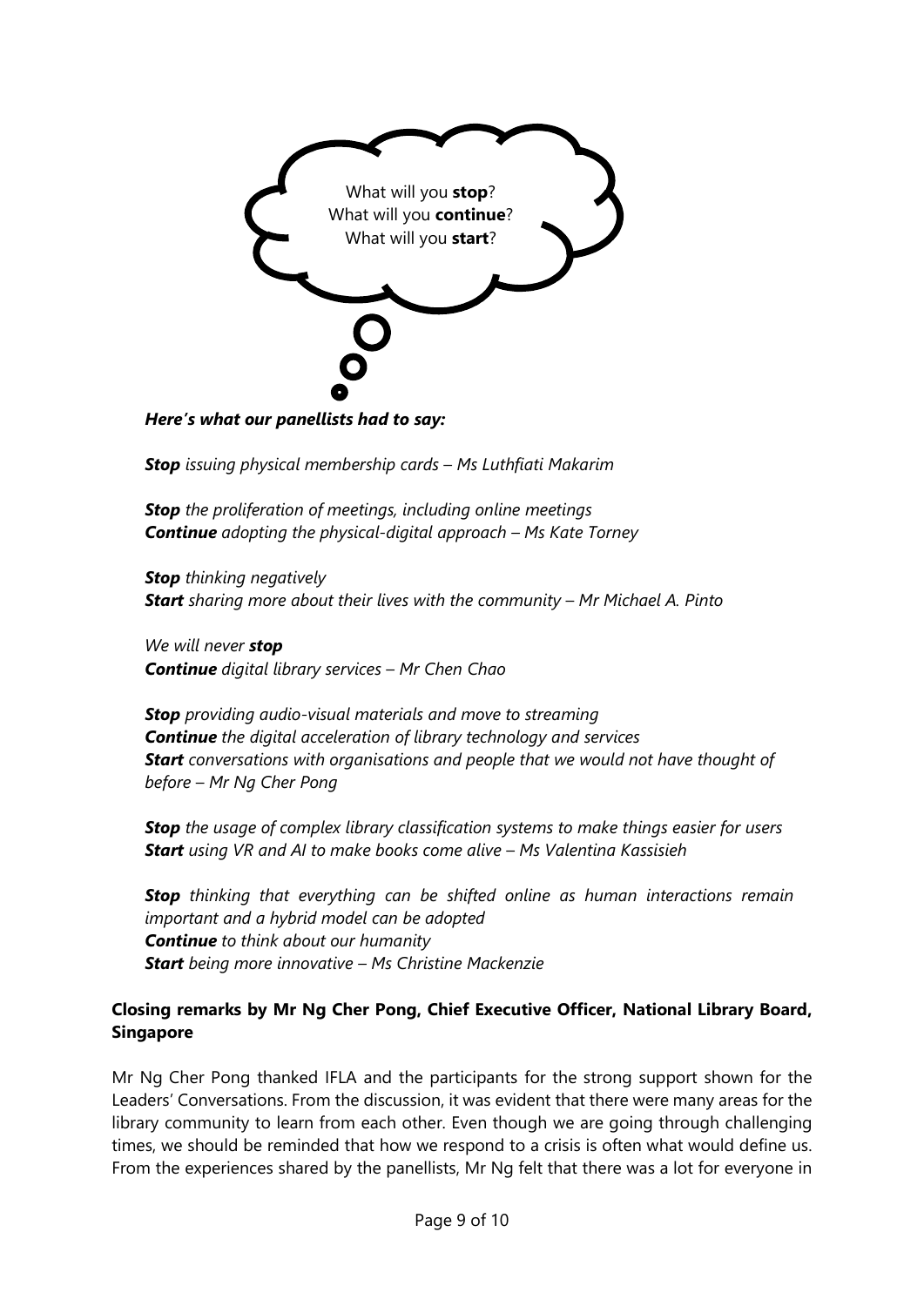What will you **stop**?
What will you **continue**?
What will you **start**?

***Here's what our panellists had to say:***

***Stop*** *issuing physical membership cards – Ms Luthfiati Makarim*

***Stop*** *the proliferation of meetings, including online meetings*
***Continue*** *adopting the physical-digital approach – Ms Kate Torney*

***Stop*** *thinking negatively*
***Start*** *sharing more about their lives with the community – Mr Michael A. Pinto*

*We will never* ***stop***
***Continue*** *digital library services – Mr Chen Chao*

***Stop*** *providing audio-visual materials and move to streaming*
***Continue*** *the digital acceleration of library technology and services*
***Start*** *conversations with organisations and people that we would not have thought of before – Mr Ng Cher Pong*

***Stop*** *the usage of complex library classification systems to make things easier for users*
***Start*** *using VR and AI to make books come alive – Ms Valentina Kassisieh*

***Stop*** *thinking that everything can be shifted online as human interactions remain important and a hybrid model can be adopted*
***Continue*** *to think about our humanity*
***Start*** *being more innovative – Ms Christine Mackenzie*

**Closing remarks by Mr Ng Cher Pong, Chief Executive Officer, National Library Board, Singapore**

Mr Ng Cher Pong thanked IFLA and the participants for the strong support shown for the Leaders' Conversations. From the discussion, it was evident that there were many areas for the library community to learn from each other. Even though we are going through challenging times, we should be reminded that how we respond to a crisis is often what would define us. From the experiences shared by the panellists, Mr Ng felt that there was a lot for everyone in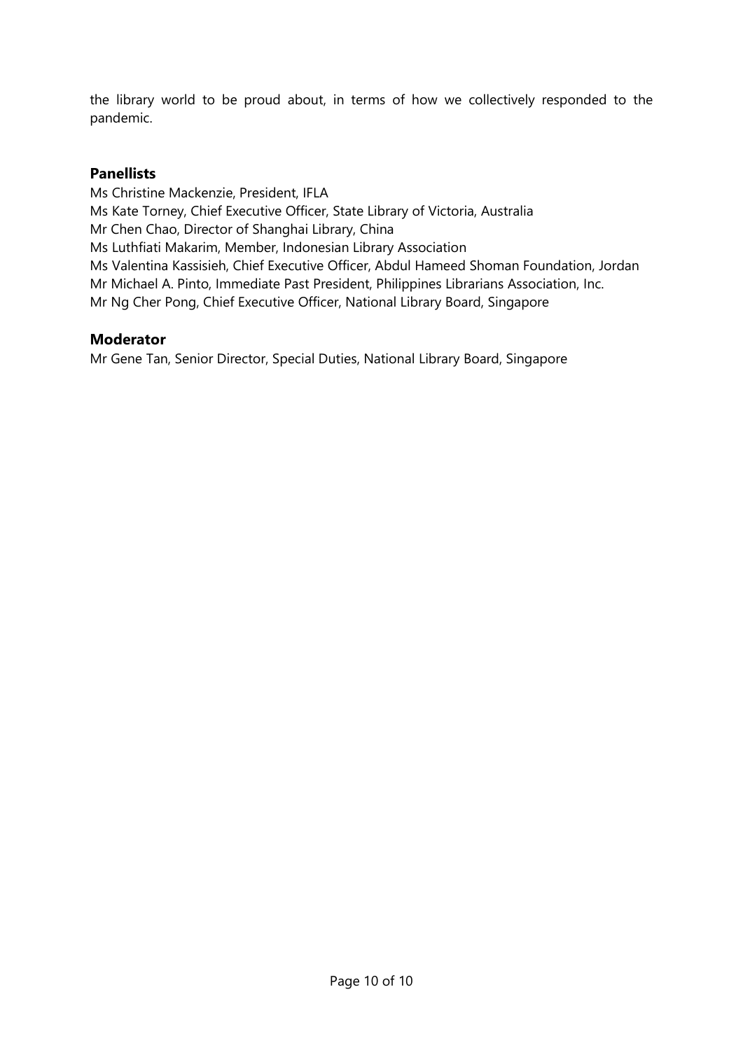the library world to be proud about, in terms of how we collectively responded to the pandemic.

## Panellists

Ms Christine Mackenzie, President, IFLA
Ms Kate Torney, Chief Executive Officer, State Library of Victoria, Australia
Mr Chen Chao, Director of Shanghai Library, China
Ms Luthfiati Makarim, Member, Indonesian Library Association
Ms Valentina Kassisieh, Chief Executive Officer, Abdul Hameed Shoman Foundation, Jordan
Mr Michael A. Pinto, Immediate Past President, Philippines Librarians Association, Inc.
Mr Ng Cher Pong, Chief Executive Officer, National Library Board, Singapore

## Moderator

Mr Gene Tan, Senior Director, Special Duties, National Library Board, Singapore